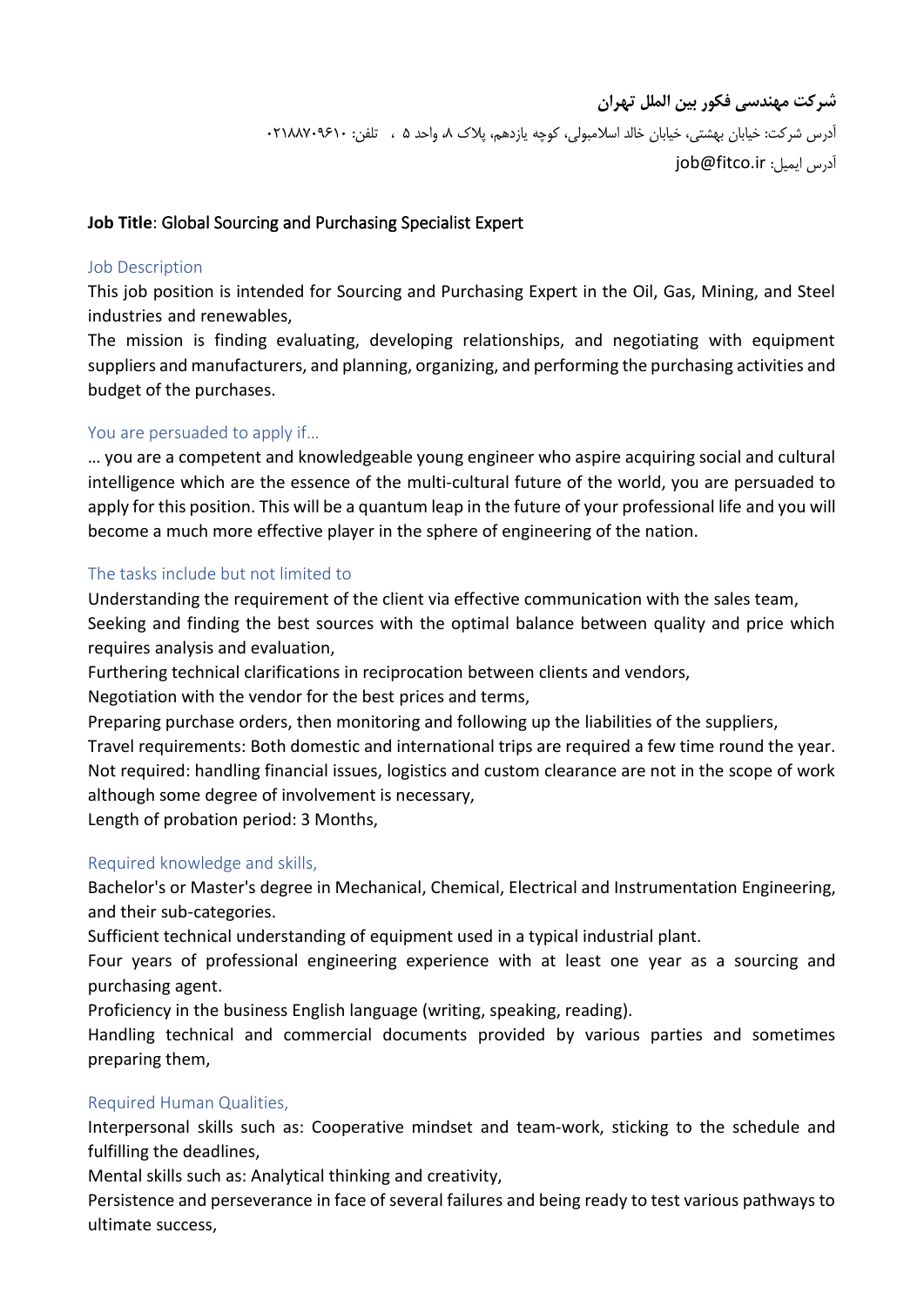**شرکت مهندسی فکور بین الملل تهران**

آدرس شرکت: خیابان بهشتی، خیابان خالد اسلامبولی، کوچه یازدهم، پلاک ۸، واحد ۵ ، تلفن: ۰۲۱۸۸۷۰۹۶۱۰

آدرس ایمیل: job@fitco.ir

**Job Title**: Global Sourcing and Purchasing Specialist Expert

## Job Description

This job position is intended for Sourcing and Purchasing Expert in the Oil, Gas, Mining, and Steel industries and renewables,

The mission is finding evaluating, developing relationships, and negotiating with equipment suppliers and manufacturers, and planning, organizing, and performing the purchasing activities and budget of the purchases.

## You are persuaded to apply if…

… you are a competent and knowledgeable young engineer who aspire acquiring social and cultural intelligence which are the essence of the multi-cultural future of the world, you are persuaded to apply for this position. This will be a quantum leap in the future of your professional life and you will become a much more effective player in the sphere of engineering of the nation.

## The tasks include but not limited to

Understanding the requirement of the client via effective communication with the sales team,

Seeking and finding the best sources with the optimal balance between quality and price which requires analysis and evaluation,

Furthering technical clarifications in reciprocation between clients and vendors,

Negotiation with the vendor for the best prices and terms,

Preparing purchase orders, then monitoring and following up the liabilities of the suppliers,

Travel requirements: Both domestic and international trips are required a few time round the year.

Not required: handling financial issues, logistics and custom clearance are not in the scope of work although some degree of involvement is necessary,

Length of probation period: 3 Months,

## Required knowledge and skills,

Bachelor's or Master's degree in Mechanical, Chemical, Electrical and Instrumentation Engineering, and their sub-categories.

Sufficient technical understanding of equipment used in a typical industrial plant.

Four years of professional engineering experience with at least one year as a sourcing and purchasing agent.

Proficiency in the business English language (writing, speaking, reading).

Handling technical and commercial documents provided by various parties and sometimes preparing them,

## Required Human Qualities,

Interpersonal skills such as: Cooperative mindset and team-work, sticking to the schedule and fulfilling the deadlines,

Mental skills such as: Analytical thinking and creativity,

Persistence and perseverance in face of several failures and being ready to test various pathways to ultimate success,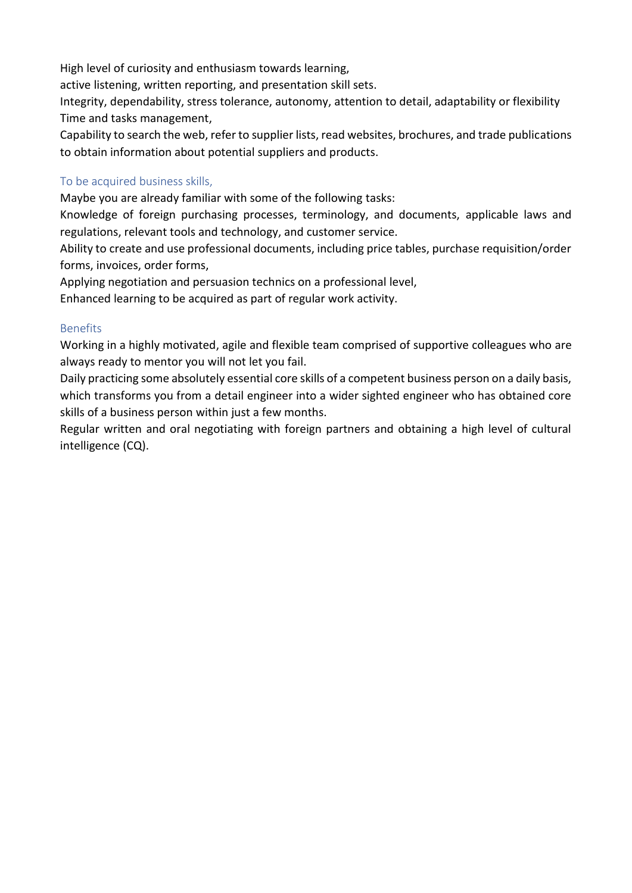High level of curiosity and enthusiasm towards learning,

active listening, written reporting, and presentation skill sets.

Integrity, dependability, stress tolerance, autonomy, attention to detail, adaptability or flexibility

Time and tasks management,

Capability to search the web, refer to supplier lists, read websites, brochures, and trade publications to obtain information about potential suppliers and products.

## To be acquired business skills,

Maybe you are already familiar with some of the following tasks:

Knowledge of foreign purchasing processes, terminology, and documents, applicable laws and regulations, relevant tools and technology, and customer service.

Ability to create and use professional documents, including price tables, purchase requisition/order forms, invoices, order forms,

Applying negotiation and persuasion technics on a professional level,

Enhanced learning to be acquired as part of regular work activity.

## Benefits

Working in a highly motivated, agile and flexible team comprised of supportive colleagues who are always ready to mentor you will not let you fail.

Daily practicing some absolutely essential core skills of a competent business person on a daily basis, which transforms you from a detail engineer into a wider sighted engineer who has obtained core skills of a business person within just a few months.

Regular written and oral negotiating with foreign partners and obtaining a high level of cultural intelligence (CQ).